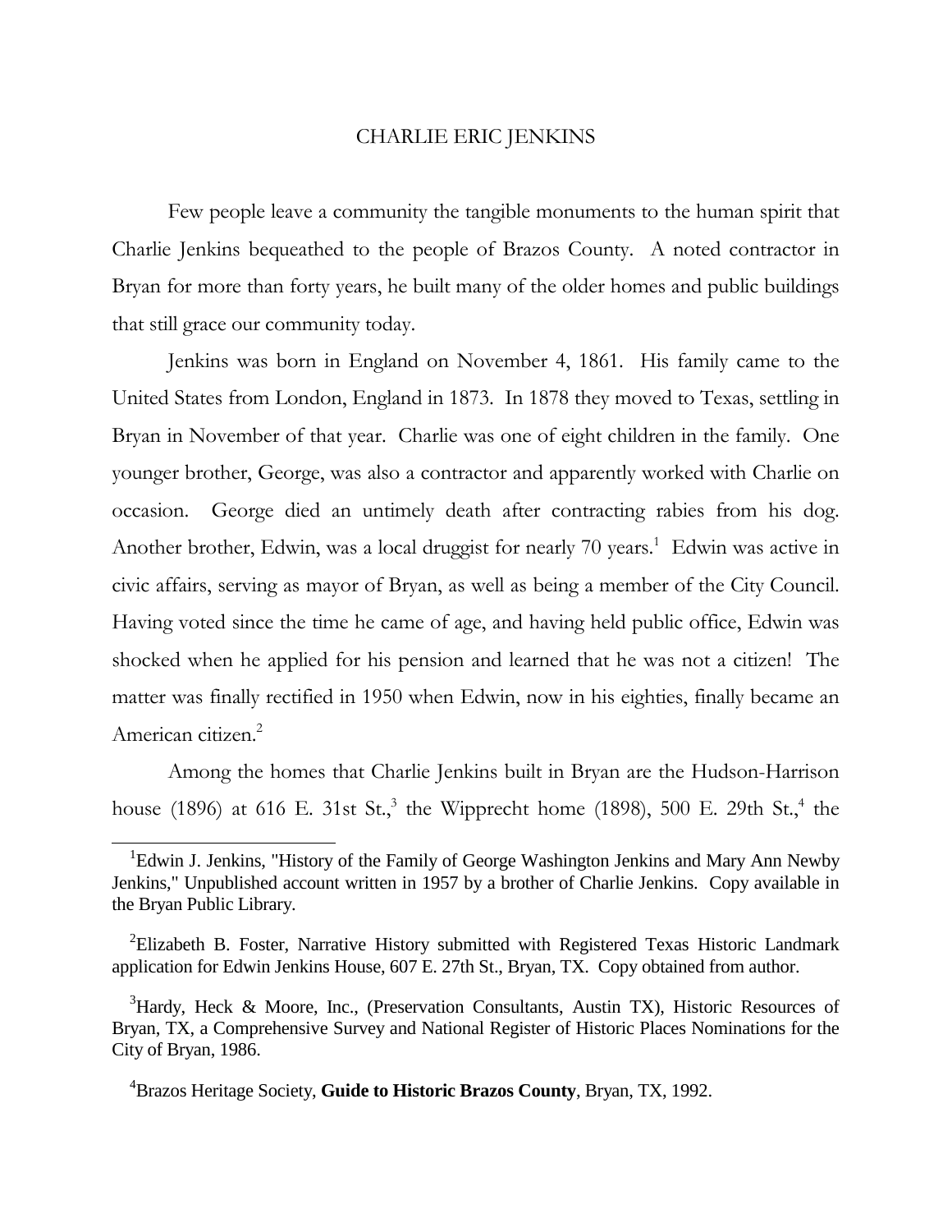# CHARLIE ERIC JENKINS

Few people leave a community the tangible monuments to the human spirit that Charlie Jenkins bequeathed to the people of Brazos County. A noted contractor in Bryan for more than forty years, he built many of the older homes and public buildings that still grace our community today.

Jenkins was born in England on November 4, 1861. His family came to the United States from London, England in 1873. In 1878 they moved to Texas, settling in Bryan in November of that year. Charlie was one of eight children in the family. One younger brother, George, was also a contractor and apparently worked with Charlie on occasion. George died an untimely death after contracting rabies from his dog. Another brother, Edwin, was a local druggist for nearly 70 years.[1] Edwin was active in civic affairs, serving as mayor of Bryan, as well as being a member of the City Council. Having voted since the time he came of age, and having held public office, Edwin was shocked when he applied for his pension and learned that he was not a citizen! The matter was finally rectified in 1950 when Edwin, now in his eighties, finally became an American citizen.[2]

Among the homes that Charlie Jenkins built in Bryan are the Hudson-Harrison house (1896) at 616 E. 31st St.,[3] the Wipprecht home (1898), 500 E. 29th St.,[4] the

---

[1] Edwin J. Jenkins, "History of the Family of George Washington Jenkins and Mary Ann Newby Jenkins," Unpublished account written in 1957 by a brother of Charlie Jenkins. Copy available in the Bryan Public Library.

[2] Elizabeth B. Foster, Narrative History submitted with Registered Texas Historic Landmark application for Edwin Jenkins House, 607 E. 27th St., Bryan, TX. Copy obtained from author.

[3] Hardy, Heck & Moore, Inc., (Preservation Consultants, Austin TX), Historic Resources of Bryan, TX, a Comprehensive Survey and National Register of Historic Places Nominations for the City of Bryan, 1986.

[4] Brazos Heritage Society, **Guide to Historic Brazos County**, Bryan, TX, 1992.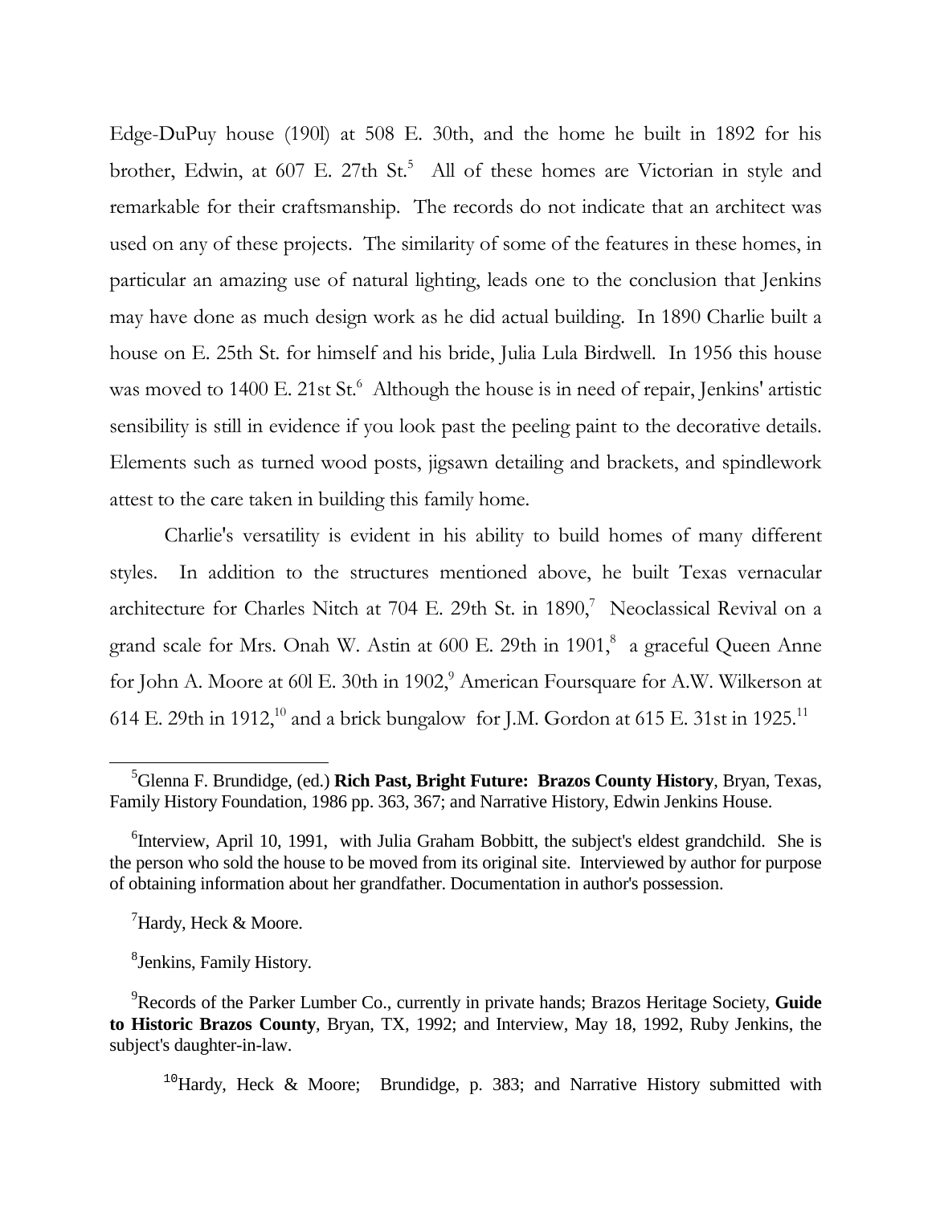Edge-DuPuy house (190l) at 508 E. 30th, and the home he built in 1892 for his brother, Edwin, at 607 E. 27th St.[5] All of these homes are Victorian in style and remarkable for their craftsmanship. The records do not indicate that an architect was used on any of these projects. The similarity of some of the features in these homes, in particular an amazing use of natural lighting, leads one to the conclusion that Jenkins may have done as much design work as he did actual building. In 1890 Charlie built a house on E. 25th St. for himself and his bride, Julia Lula Birdwell. In 1956 this house was moved to 1400 E. 21st St.[6] Although the house is in need of repair, Jenkins' artistic sensibility is still in evidence if you look past the peeling paint to the decorative details. Elements such as turned wood posts, jigsawn detailing and brackets, and spindlework attest to the care taken in building this family home.

Charlie's versatility is evident in his ability to build homes of many different styles. In addition to the structures mentioned above, he built Texas vernacular architecture for Charles Nitch at 704 E. 29th St. in 1890,[7] Neoclassical Revival on a grand scale for Mrs. Onah W. Astin at 600 E. 29th in 1901,[8] a graceful Queen Anne for John A. Moore at 60l E. 30th in 1902,[9] American Foursquare for A.W. Wilkerson at 614 E. 29th in 1912,[10] and a brick bungalow for J.M. Gordon at 615 E. 31st in 1925.[11]

---

[5] Glenna F. Brundidge, (ed.) **Rich Past, Bright Future: Brazos County History**, Bryan, Texas, Family History Foundation, 1986 pp. 363, 367; and Narrative History, Edwin Jenkins House.

[6] Interview, April 10, 1991, with Julia Graham Bobbitt, the subject's eldest grandchild. She is the person who sold the house to be moved from its original site. Interviewed by author for purpose of obtaining information about her grandfather. Documentation in author's possession.

[7] Hardy, Heck & Moore.

[8] Jenkins, Family History.

[9] Records of the Parker Lumber Co., currently in private hands; Brazos Heritage Society, **Guide to Historic Brazos County**, Bryan, TX, 1992; and Interview, May 18, 1992, Ruby Jenkins, the subject's daughter-in-law.

[10] Hardy, Heck & Moore; Brundidge, p. 383; and Narrative History submitted with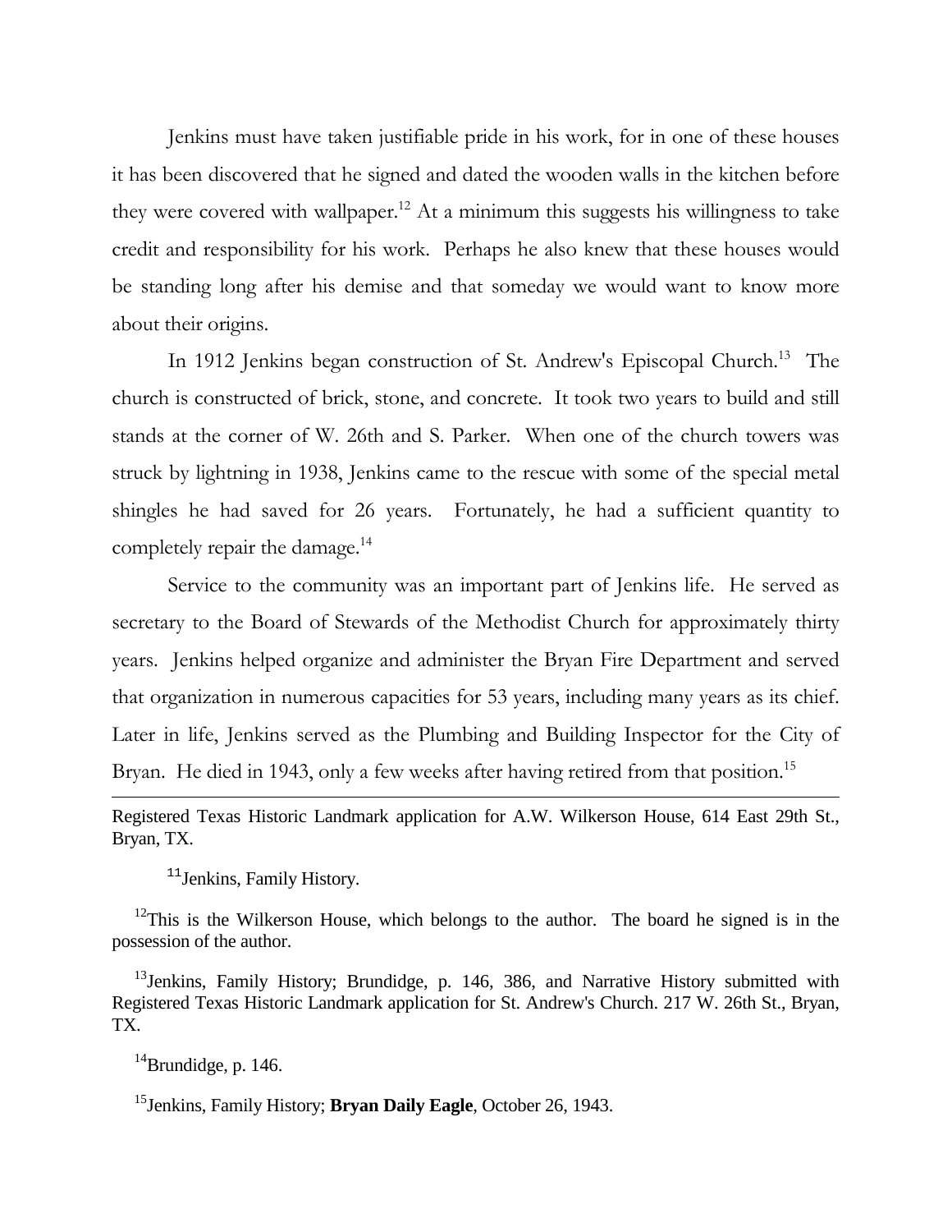Jenkins must have taken justifiable pride in his work, for in one of these houses it has been discovered that he signed and dated the wooden walls in the kitchen before they were covered with wallpaper.[12] At a minimum this suggests his willingness to take credit and responsibility for his work. Perhaps he also knew that these houses would be standing long after his demise and that someday we would want to know more about their origins.

In 1912 Jenkins began construction of St. Andrew's Episcopal Church.[13] The church is constructed of brick, stone, and concrete. It took two years to build and still stands at the corner of W. 26th and S. Parker. When one of the church towers was struck by lightning in 1938, Jenkins came to the rescue with some of the special metal shingles he had saved for 26 years. Fortunately, he had a sufficient quantity to completely repair the damage.[14]

Service to the community was an important part of Jenkins life. He served as secretary to the Board of Stewards of the Methodist Church for approximately thirty years. Jenkins helped organize and administer the Bryan Fire Department and served that organization in numerous capacities for 53 years, including many years as its chief. Later in life, Jenkins served as the Plumbing and Building Inspector for the City of Bryan. He died in 1943, only a few weeks after having retired from that position.[15]

---

Registered Texas Historic Landmark application for A.W. Wilkerson House, 614 East 29th St., Bryan, TX.

[11]Jenkins, Family History.

[12]This is the Wilkerson House, which belongs to the author. The board he signed is in the possession of the author.

[13]Jenkins, Family History; Brundidge, p. 146, 386, and Narrative History submitted with Registered Texas Historic Landmark application for St. Andrew's Church. 217 W. 26th St., Bryan, TX.

[14]Brundidge, p. 146.

[15]Jenkins, Family History; **Bryan Daily Eagle**, October 26, 1943.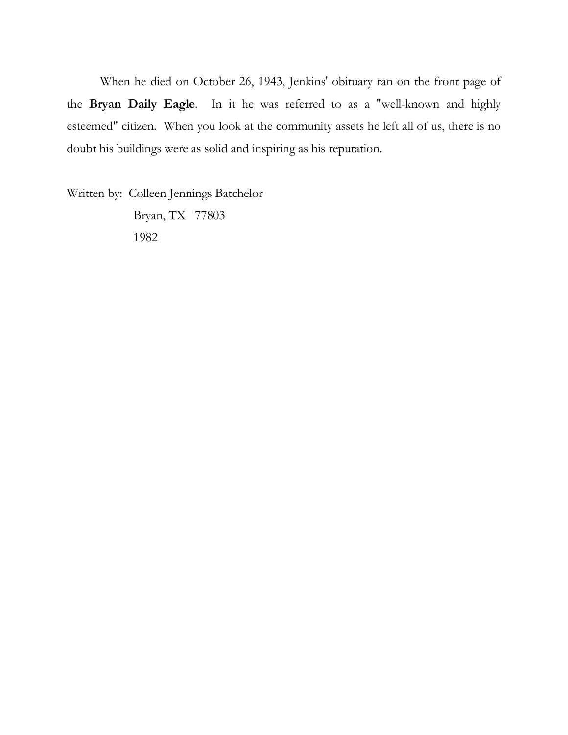When he died on October 26, 1943, Jenkins' obituary ran on the front page of the **Bryan Daily Eagle**. In it he was referred to as a "well-known and highly esteemed" citizen. When you look at the community assets he left all of us, there is no doubt his buildings were as solid and inspiring as his reputation.

Written by: Colleen Jennings Batchelor
Bryan, TX 77803
1982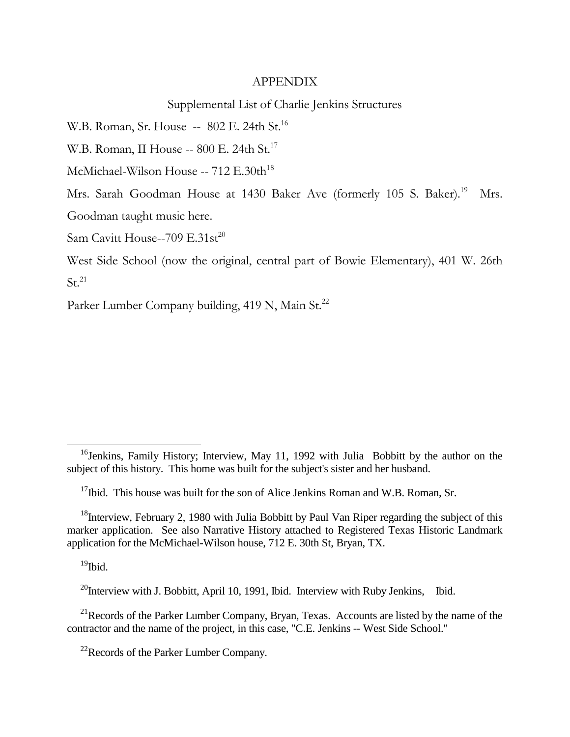# APPENDIX

## Supplemental List of Charlie Jenkins Structures

W.B. Roman, Sr. House -- 802 E. 24th St.[16]

W.B. Roman, II House -- 800 E. 24th St.[17]

McMichael-Wilson House -- 712 E.30th[18]

Mrs. Sarah Goodman House at 1430 Baker Ave (formerly 105 S. Baker).[19] Mrs. Goodman taught music here.

Sam Cavitt House--709 E.31st[20]

West Side School (now the original, central part of Bowie Elementary), 401 W. 26th St.[21]

Parker Lumber Company building, 419 N, Main St.[22]

---

[16]Jenkins, Family History; Interview, May 11, 1992 with Julia Bobbitt by the author on the subject of this history. This home was built for the subject's sister and her husband.

[17]Ibid. This house was built for the son of Alice Jenkins Roman and W.B. Roman, Sr.

[18]Interview, February 2, 1980 with Julia Bobbitt by Paul Van Riper regarding the subject of this marker application. See also Narrative History attached to Registered Texas Historic Landmark application for the McMichael-Wilson house, 712 E. 30th St, Bryan, TX.

[19]Ibid.

[20]Interview with J. Bobbitt, April 10, 1991, Ibid. Interview with Ruby Jenkins, Ibid.

[21]Records of the Parker Lumber Company, Bryan, Texas. Accounts are listed by the name of the contractor and the name of the project, in this case, "C.E. Jenkins -- West Side School."

[22]Records of the Parker Lumber Company.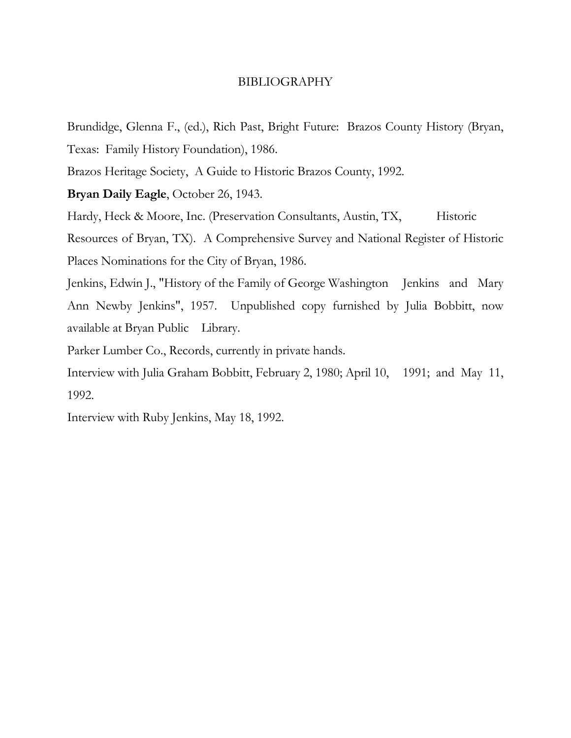# BIBLIOGRAPHY

Brundidge, Glenna F., (ed.), Rich Past, Bright Future: Brazos County History (Bryan, Texas: Family History Foundation), 1986.

Brazos Heritage Society, A Guide to Historic Brazos County, 1992.

**Bryan Daily Eagle**, October 26, 1943.

Hardy, Heck & Moore, Inc. (Preservation Consultants, Austin, TX, Historic Resources of Bryan, TX). A Comprehensive Survey and National Register of Historic Places Nominations for the City of Bryan, 1986.

Jenkins, Edwin J., "History of the Family of George Washington Jenkins and Mary Ann Newby Jenkins", 1957. Unpublished copy furnished by Julia Bobbitt, now available at Bryan Public Library.

Parker Lumber Co., Records, currently in private hands.

Interview with Julia Graham Bobbitt, February 2, 1980; April 10, 1991; and May 11, 1992.

Interview with Ruby Jenkins, May 18, 1992.